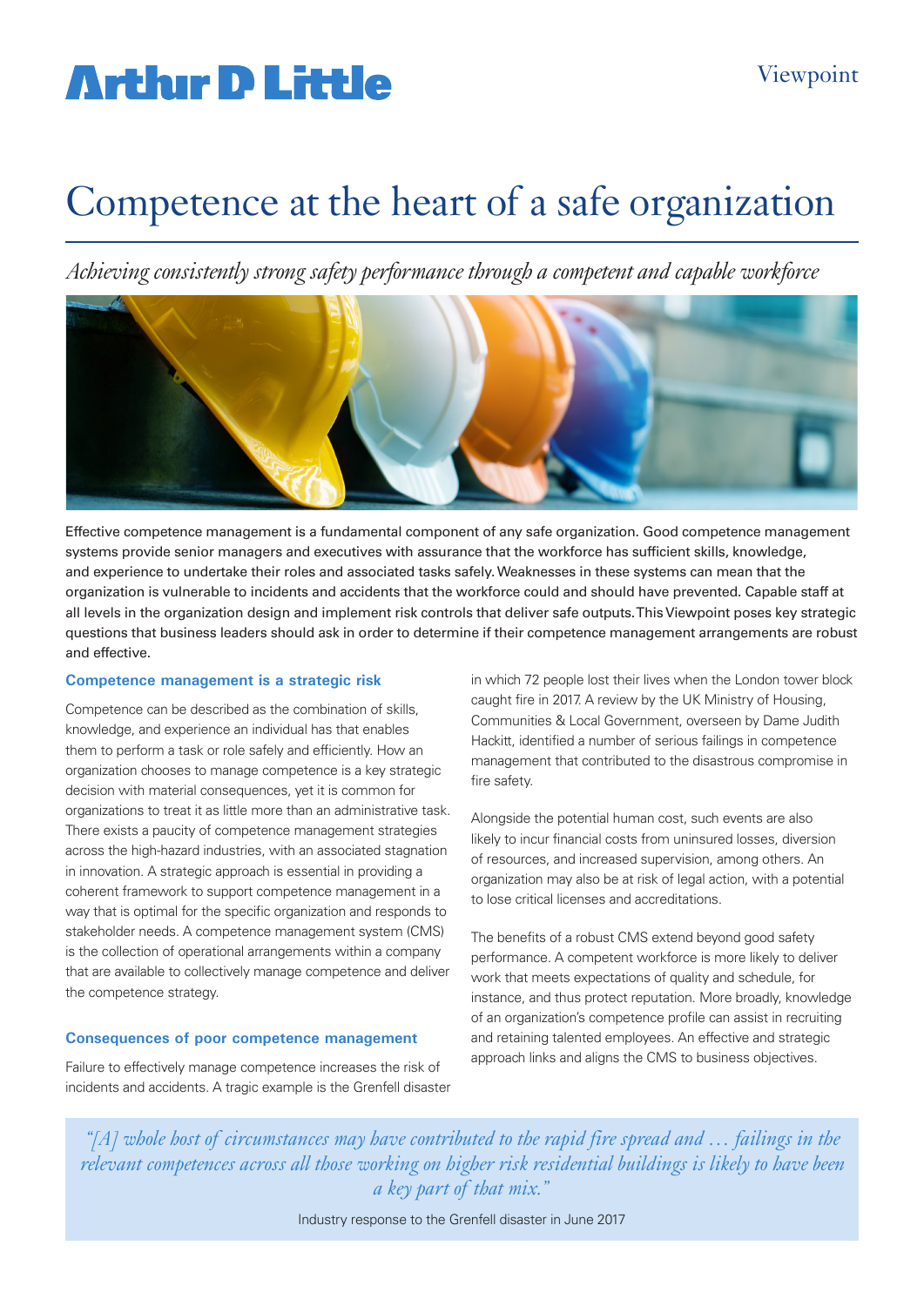Arthur D Little

Viewpoint

# Competence at the heart of a safe organization

*Achieving consistently strong safety performance through a competent and capable workforce*

Effective competence management is a fundamental component of any safe organization. Good competence management systems provide senior managers and executives with assurance that the workforce has sufficient skills, knowledge, and experience to undertake their roles and associated tasks safely. Weaknesses in these systems can mean that the organization is vulnerable to incidents and accidents that the workforce could and should have prevented. Capable staff at all levels in the organization design and implement risk controls that deliver safe outputs. This Viewpoint poses key strategic questions that business leaders should ask in order to determine if their competence management arrangements are robust and effective.

### Competence management is a strategic risk

Competence can be described as the combination of skills, knowledge, and experience an individual has that enables them to perform a task or role safely and efficiently. How an organization chooses to manage competence is a key strategic decision with material consequences, yet it is common for organizations to treat it as little more than an administrative task. There exists a paucity of competence management strategies across the high-hazard industries, with an associated stagnation in innovation. A strategic approach is essential in providing a coherent framework to support competence management in a way that is optimal for the specific organization and responds to stakeholder needs. A competence management system (CMS) is the collection of operational arrangements within a company that are available to collectively manage competence and deliver the competence strategy.

### Consequences of poor competence management

Failure to effectively manage competence increases the risk of incidents and accidents. A tragic example is the Grenfell disaster in which 72 people lost their lives when the London tower block caught fire in 2017. A review by the UK Ministry of Housing, Communities & Local Government, overseen by Dame Judith Hackitt, identified a number of serious failings in competence management that contributed to the disastrous compromise in fire safety.

Alongside the potential human cost, such events are also likely to incur financial costs from uninsured losses, diversion of resources, and increased supervision, among others. An organization may also be at risk of legal action, with a potential to lose critical licenses and accreditations.

The benefits of a robust CMS extend beyond good safety performance. A competent workforce is more likely to deliver work that meets expectations of quality and schedule, for instance, and thus protect reputation. More broadly, knowledge of an organization's competence profile can assist in recruiting and retaining talented employees. An effective and strategic approach links and aligns the CMS to business objectives.

> *"[A] whole host of circumstances may have contributed to the rapid fire spread and … failings in the relevant competences across all those working on higher risk residential buildings is likely to have been a key part of that mix."*
>
> Industry response to the Grenfell disaster in June 2017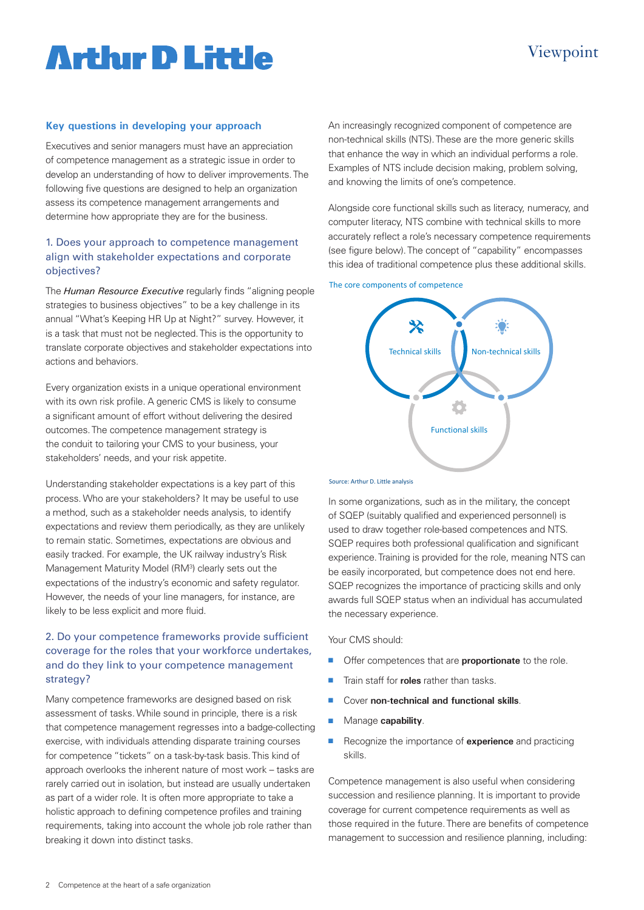## Key questions in developing your approach

Executives and senior managers must have an appreciation of competence management as a strategic issue in order to develop an understanding of how to deliver improvements. The following five questions are designed to help an organization assess its competence management arrangements and determine how appropriate they are for the business.

### 1. Does your approach to competence management align with stakeholder expectations and corporate objectives?

The *Human Resource Executive* regularly finds "aligning people strategies to business objectives" to be a key challenge in its annual "What's Keeping HR Up at Night?" survey. However, it is a task that must not be neglected. This is the opportunity to translate corporate objectives and stakeholder expectations into actions and behaviors.

Every organization exists in a unique operational environment with its own risk profile. A generic CMS is likely to consume a significant amount of effort without delivering the desired outcomes. The competence management strategy is the conduit to tailoring your CMS to your business, your stakeholders' needs, and your risk appetite.

Understanding stakeholder expectations is a key part of this process. Who are your stakeholders? It may be useful to use a method, such as a stakeholder needs analysis, to identify expectations and review them periodically, as they are unlikely to remain static. Sometimes, expectations are obvious and easily tracked. For example, the UK railway industry's Risk Management Maturity Model ($RM^3$) clearly sets out the expectations of the industry's economic and safety regulator. However, the needs of your line managers, for instance, are likely to be less explicit and more fluid.

### 2. Do your competence frameworks provide sufficient coverage for the roles that your workforce undertakes, and do they link to your competence management strategy?

Many competence frameworks are designed based on risk assessment of tasks. While sound in principle, there is a risk that competence management regresses into a badge-collecting exercise, with individuals attending disparate training courses for competence "tickets" on a task-by-task basis. This kind of approach overlooks the inherent nature of most work – tasks are rarely carried out in isolation, but instead are usually undertaken as part of a wider role. It is often more appropriate to take a holistic approach to defining competence profiles and training requirements, taking into account the whole job role rather than breaking it down into distinct tasks.

An increasingly recognized component of competence are non-technical skills (NTS). These are the more generic skills that enhance the way in which an individual performs a role. Examples of NTS include decision making, problem solving, and knowing the limits of one's competence.

Alongside core functional skills such as literacy, numeracy, and computer literacy, NTS combine with technical skills to more accurately reflect a role's necessary competence requirements (see figure below). The concept of "capability" encompasses this idea of traditional competence plus these additional skills.

The core components of competence

Technical skills

Non-technical skills

Functional skills

Source: Arthur D. Little analysis

In some organizations, such as in the military, the concept of SQEP (suitably qualified and experienced personnel) is used to draw together role-based competences and NTS. SQEP requires both professional qualification and significant experience. Training is provided for the role, meaning NTS can be easily incorporated, but competence does not end here. SQEP recognizes the importance of practicing skills and only awards full SQEP status when an individual has accumulated the necessary experience.

Your CMS should:

- Offer competences that are **proportionate** to the role.
- Train staff for **roles** rather than tasks.
- Cover **non-technical and functional skills**.
- Manage **capability**.
- Recognize the importance of **experience** and practicing skills.

Competence management is also useful when considering succession and resilience planning. It is important to provide coverage for current competence requirements as well as those required in the future. There are benefits of competence management to succession and resilience planning, including: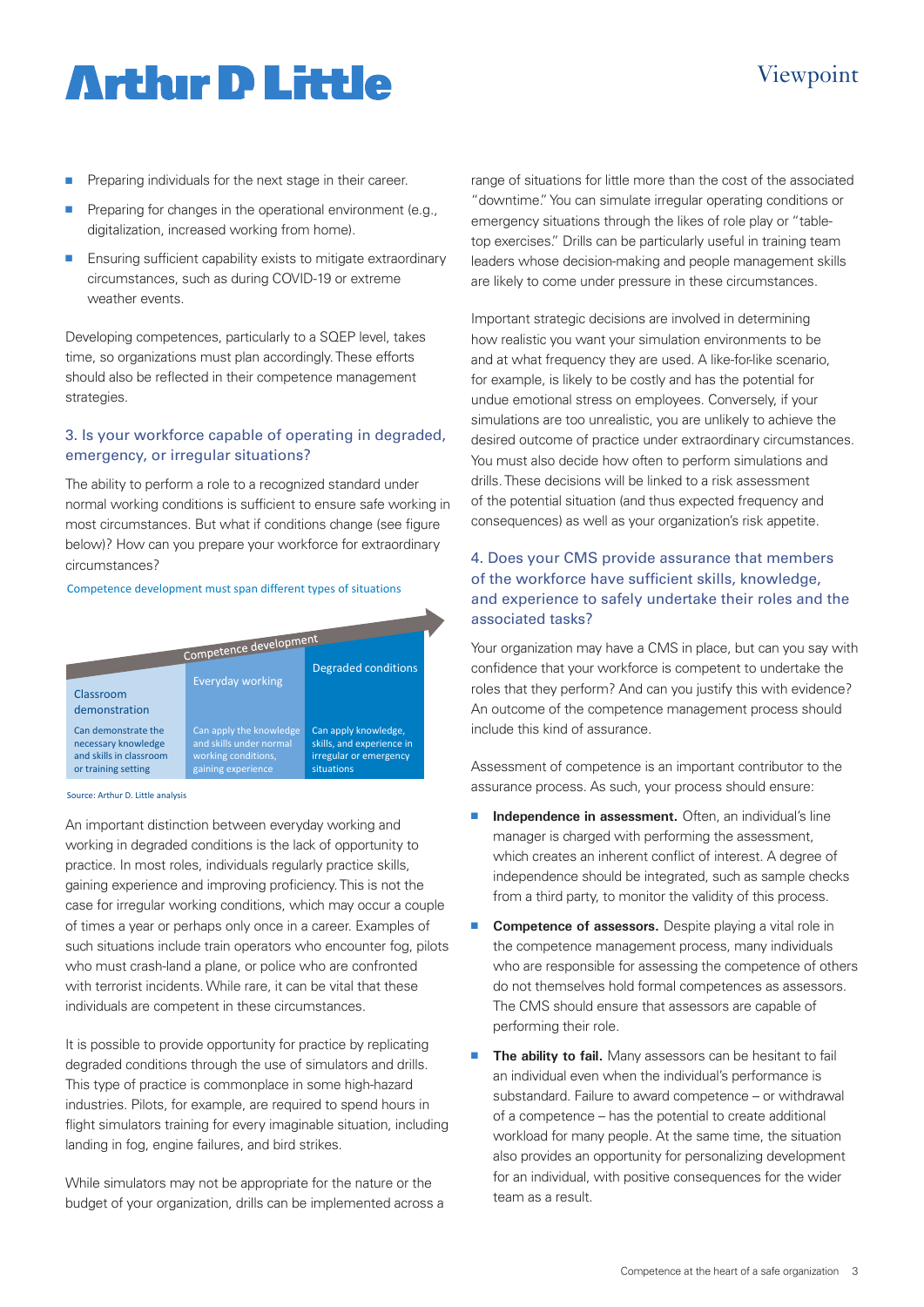- Preparing individuals for the next stage in their career.
- Preparing for changes in the operational environment (e.g., digitalization, increased working from home).
- Ensuring sufficient capability exists to mitigate extraordinary circumstances, such as during COVID-19 or extreme weather events.

Developing competences, particularly to a SQEP level, takes time, so organizations must plan accordingly. These efforts should also be reflected in their competence management strategies.

### 3. Is your workforce capable of operating in degraded, emergency, or irregular situations?

The ability to perform a role to a recognized standard under normal working conditions is sufficient to ensure safe working in most circumstances. But what if conditions change (see figure below)? How can you prepare your workforce for extraordinary circumstances?

Competence development must span different types of situations

Competence development

Classroom demonstration

Can demonstrate the necessary knowledge and skills in classroom or training setting

Everyday working

Can apply the knowledge and skills under normal working conditions, gaining experience

Degraded conditions

Can apply knowledge, skills, and experience in irregular or emergency situations

Source: Arthur D. Little analysis

An important distinction between everyday working and working in degraded conditions is the lack of opportunity to practice. In most roles, individuals regularly practice skills, gaining experience and improving proficiency. This is not the case for irregular working conditions, which may occur a couple of times a year or perhaps only once in a career. Examples of such situations include train operators who encounter fog, pilots who must crash-land a plane, or police who are confronted with terrorist incidents. While rare, it can be vital that these individuals are competent in these circumstances.

It is possible to provide opportunity for practice by replicating degraded conditions through the use of simulators and drills. This type of practice is commonplace in some high-hazard industries. Pilots, for example, are required to spend hours in flight simulators training for every imaginable situation, including landing in fog, engine failures, and bird strikes.

While simulators may not be appropriate for the nature or the budget of your organization, drills can be implemented across a range of situations for little more than the cost of the associated "downtime." You can simulate irregular operating conditions or emergency situations through the likes of role play or "table-top exercises." Drills can be particularly useful in training team leaders whose decision-making and people management skills are likely to come under pressure in these circumstances.

Important strategic decisions are involved in determining how realistic you want your simulation environments to be and at what frequency they are used. A like-for-like scenario, for example, is likely to be costly and has the potential for undue emotional stress on employees. Conversely, if your simulations are too unrealistic, you are unlikely to achieve the desired outcome of practice under extraordinary circumstances. You must also decide how often to perform simulations and drills. These decisions will be linked to a risk assessment of the potential situation (and thus expected frequency and consequences) as well as your organization's risk appetite.

### 4. Does your CMS provide assurance that members of the workforce have sufficient skills, knowledge, and experience to safely undertake their roles and the associated tasks?

Your organization may have a CMS in place, but can you say with confidence that your workforce is competent to undertake the roles that they perform? And can you justify this with evidence? An outcome of the competence management process should include this kind of assurance.

Assessment of competence is an important contributor to the assurance process. As such, your process should ensure:

- **Independence in assessment.** Often, an individual's line manager is charged with performing the assessment, which creates an inherent conflict of interest. A degree of independence should be integrated, such as sample checks from a third party, to monitor the validity of this process.
- **Competence of assessors.** Despite playing a vital role in the competence management process, many individuals who are responsible for assessing the competence of others do not themselves hold formal competences as assessors. The CMS should ensure that assessors are capable of performing their role.
- **The ability to fail.** Many assessors can be hesitant to fail an individual even when the individual's performance is substandard. Failure to award competence – or withdrawal of a competence – has the potential to create additional workload for many people. At the same time, the situation also provides an opportunity for personalizing development for an individual, with positive consequences for the wider team as a result.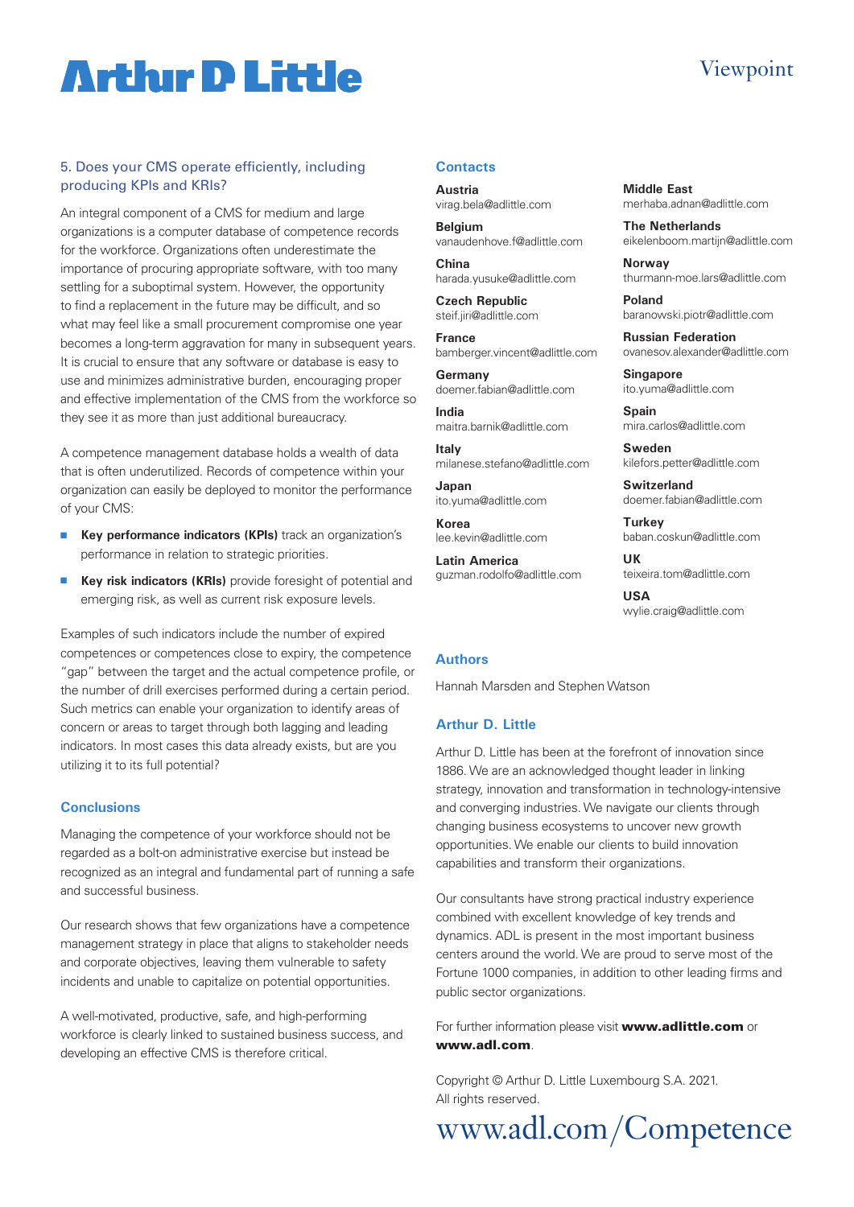### 5. Does your CMS operate efficiently, including producing KPIs and KRIs?

An integral component of a CMS for medium and large organizations is a computer database of competence records for the workforce. Organizations often underestimate the importance of procuring appropriate software, with too many settling for a suboptimal system. However, the opportunity to find a replacement in the future may be difficult, and so what may feel like a small procurement compromise one year becomes a long-term aggravation for many in subsequent years. It is crucial to ensure that any software or database is easy to use and minimizes administrative burden, encouraging proper and effective implementation of the CMS from the workforce so they see it as more than just additional bureaucracy.

A competence management database holds a wealth of data that is often underutilized. Records of competence within your organization can easily be deployed to monitor the performance of your CMS:

- **Key performance indicators (KPIs)** track an organization's performance in relation to strategic priorities.
- **Key risk indicators (KRIs)** provide foresight of potential and emerging risk, as well as current risk exposure levels.

Examples of such indicators include the number of expired competences or competences close to expiry, the competence "gap" between the target and the actual competence profile, or the number of drill exercises performed during a certain period. Such metrics can enable your organization to identify areas of concern or areas to target through both lagging and leading indicators. In most cases this data already exists, but are you utilizing it to its full potential?

## Conclusions

Managing the competence of your workforce should not be regarded as a bolt-on administrative exercise but instead be recognized as an integral and fundamental part of running a safe and successful business.

Our research shows that few organizations have a competence management strategy in place that aligns to stakeholder needs and corporate objectives, leaving them vulnerable to safety incidents and unable to capitalize on potential opportunities.

A well-motivated, productive, safe, and high-performing workforce is clearly linked to sustained business success, and developing an effective CMS is therefore critical.

## Contacts

**Austria**
virag.bela@adlittle.com

**Belgium**
vanaudenhove.f@adlittle.com

**China**
harada.yusuke@adlittle.com

**Czech Republic**
steif.jiri@adlittle.com

**France**
bamberger.vincent@adlittle.com

**Germany**
doemer.fabian@adlittle.com

**India**
maitra.barnik@adlittle.com

**Italy**
milanese.stefano@adlittle.com

**Japan**
ito.yuma@adlittle.com

**Korea**
lee.kevin@adlittle.com

**Latin America**
guzman.rodolfo@adlittle.com

**Middle East**
merhaba.adnan@adlittle.com

**The Netherlands**
eikelenboom.martijn@adlittle.com

**Norway**
thurmann-moe.lars@adlittle.com

**Poland**
baranowski.piotr@adlittle.com

**Russian Federation**
ovanesov.alexander@adlittle.com

**Singapore**
ito.yuma@adlittle.com

**Spain**
mira.carlos@adlittle.com

**Sweden**
kilefors.petter@adlittle.com

**Switzerland**
doemer.fabian@adlittle.com

**Turkey**
baban.coskun@adlittle.com

**UK**
teixeira.tom@adlittle.com

**USA**
wylie.craig@adlittle.com

## Authors

Hannah Marsden and Stephen Watson

## Arthur D. Little

Arthur D. Little has been at the forefront of innovation since 1886. We are an acknowledged thought leader in linking strategy, innovation and transformation in technology-intensive and converging industries. We navigate our clients through changing business ecosystems to uncover new growth opportunities. We enable our clients to build innovation capabilities and transform their organizations.

Our consultants have strong practical industry experience combined with excellent knowledge of key trends and dynamics. ADL is present in the most important business centers around the world. We are proud to serve most of the Fortune 1000 companies, in addition to other leading firms and public sector organizations.

For further information please visit **www.adlittle.com** or **www.adl.com**.

Copyright © Arthur D. Little Luxembourg S.A. 2021.
All rights reserved.

www.adl.com/Competence